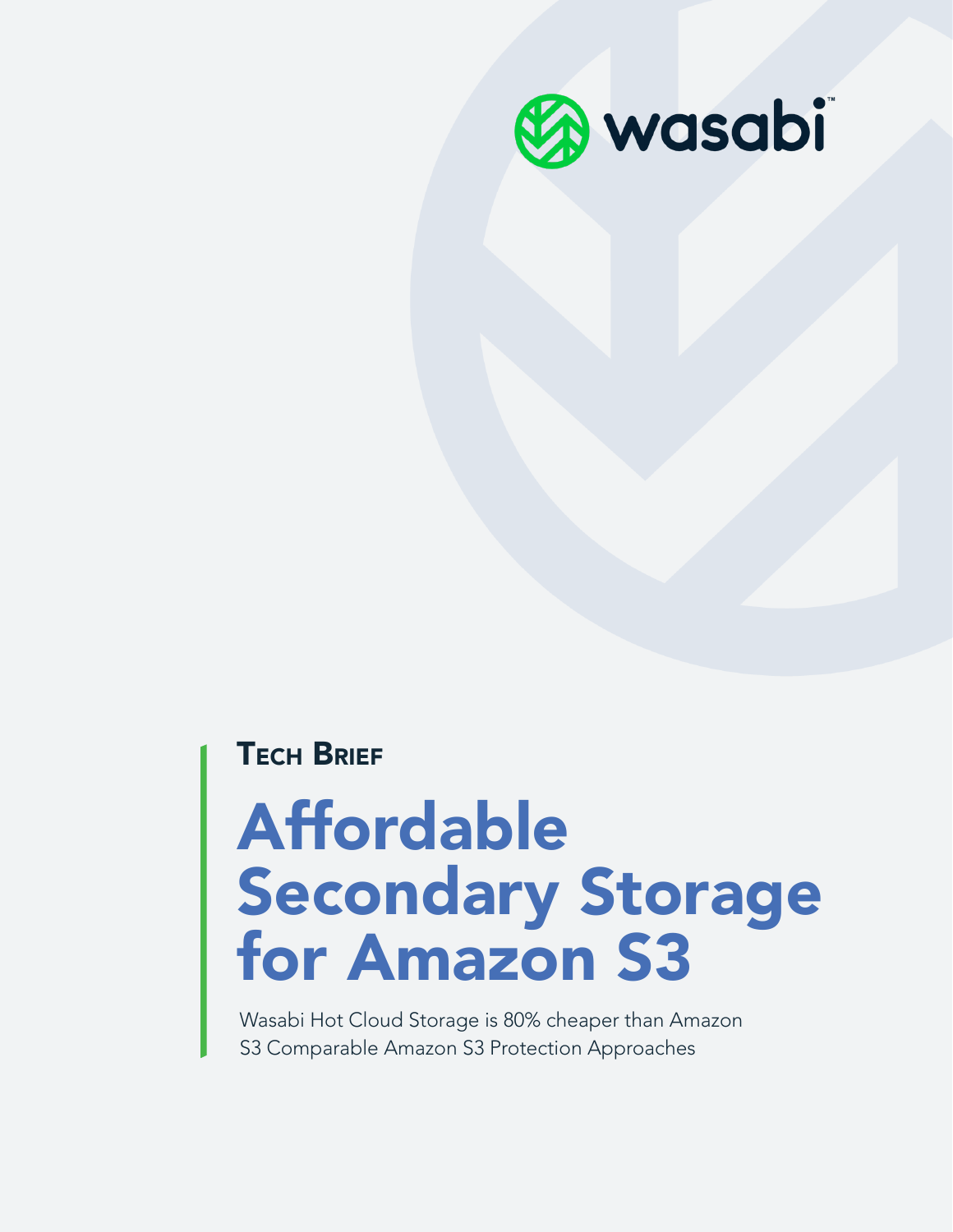wasabi™

**Tech Brief**

# Affordable Secondary Storage for Amazon S3

Wasabi Hot Cloud Storage is 80% cheaper than Amazon S3 Comparable Amazon S3 Protection Approaches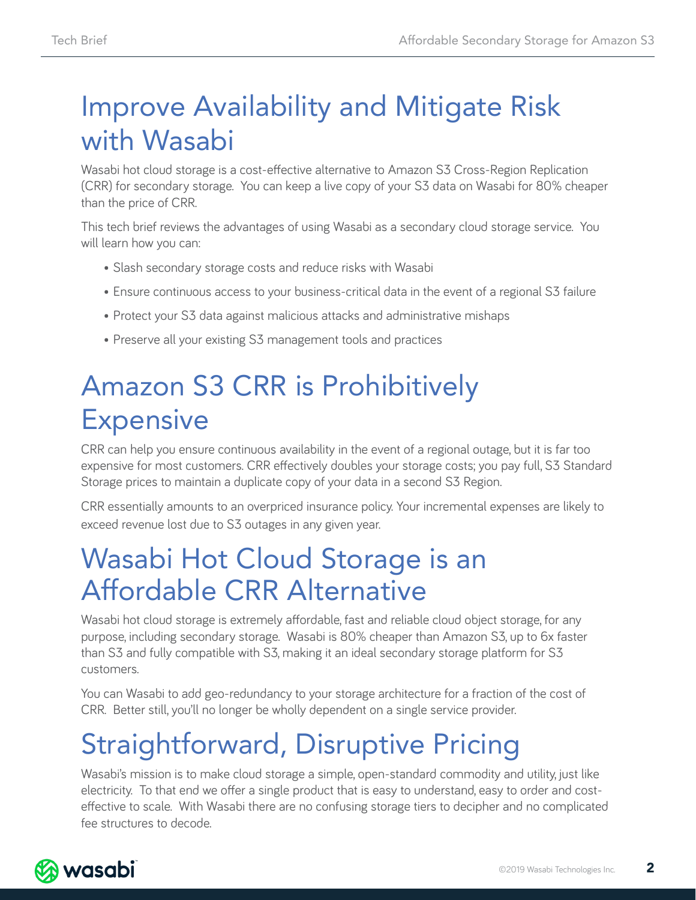# Improve Availability and Mitigate Risk with Wasabi

Wasabi hot cloud storage is a cost-effective alternative to Amazon S3 Cross-Region Replication (CRR) for secondary storage. You can keep a live copy of your S3 data on Wasabi for 80% cheaper than the price of CRR.

This tech brief reviews the advantages of using Wasabi as a secondary cloud storage service. You will learn how you can:

- Slash secondary storage costs and reduce risks with Wasabi
- Ensure continuous access to your business-critical data in the event of a regional S3 failure
- Protect your S3 data against malicious attacks and administrative mishaps
- Preserve all your existing S3 management tools and practices

# Amazon S3 CRR is Prohibitively Expensive

CRR can help you ensure continuous availability in the event of a regional outage, but it is far too expensive for most customers. CRR effectively doubles your storage costs; you pay full, S3 Standard Storage prices to maintain a duplicate copy of your data in a second S3 Region.

CRR essentially amounts to an overpriced insurance policy. Your incremental expenses are likely to exceed revenue lost due to S3 outages in any given year.

# Wasabi Hot Cloud Storage is an Affordable CRR Alternative

Wasabi hot cloud storage is extremely affordable, fast and reliable cloud object storage, for any purpose, including secondary storage. Wasabi is 80% cheaper than Amazon S3, up to 6x faster than S3 and fully compatible with S3, making it an ideal secondary storage platform for S3 customers.

You can Wasabi to add geo-redundancy to your storage architecture for a fraction of the cost of CRR. Better still, you'll no longer be wholly dependent on a single service provider.

# Straightforward, Disruptive Pricing

Wasabi's mission is to make cloud storage a simple, open-standard commodity and utility, just like electricity. To that end we offer a single product that is easy to understand, easy to order and cost-effective to scale. With Wasabi there are no confusing storage tiers to decipher and no complicated fee structures to decode.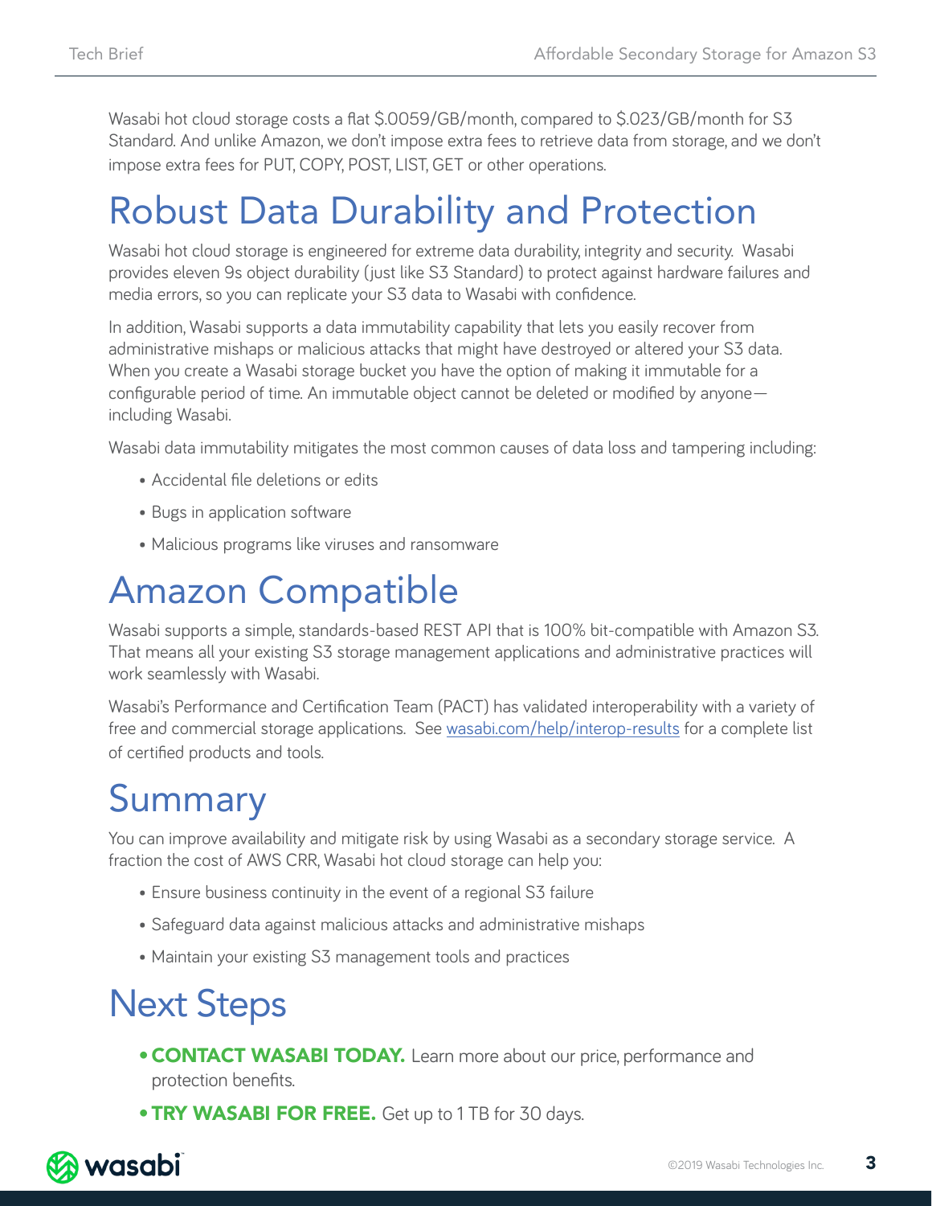Wasabi hot cloud storage costs a flat $.0059/GB/month, compared to $.023/GB/month for S3 Standard. And unlike Amazon, we don't impose extra fees to retrieve data from storage, and we don't impose extra fees for PUT, COPY, POST, LIST, GET or other operations.

# Robust Data Durability and Protection

Wasabi hot cloud storage is engineered for extreme data durability, integrity and security. Wasabi provides eleven 9s object durability (just like S3 Standard) to protect against hardware failures and media errors, so you can replicate your S3 data to Wasabi with confidence.

In addition, Wasabi supports a data immutability capability that lets you easily recover from administrative mishaps or malicious attacks that might have destroyed or altered your S3 data. When you create a Wasabi storage bucket you have the option of making it immutable for a configurable period of time. An immutable object cannot be deleted or modified by anyone—including Wasabi.

Wasabi data immutability mitigates the most common causes of data loss and tampering including:

- Accidental file deletions or edits
- Bugs in application software
- Malicious programs like viruses and ransomware

# Amazon Compatible

Wasabi supports a simple, standards-based REST API that is 100% bit-compatible with Amazon S3. That means all your existing S3 storage management applications and administrative practices will work seamlessly with Wasabi.

Wasabi's Performance and Certification Team (PACT) has validated interoperability with a variety of free and commercial storage applications. See wasabi.com/help/interop-results for a complete list of certified products and tools.

# Summary

You can improve availability and mitigate risk by using Wasabi as a secondary storage service. A fraction the cost of AWS CRR, Wasabi hot cloud storage can help you:

- Ensure business continuity in the event of a regional S3 failure
- Safeguard data against malicious attacks and administrative mishaps
- Maintain your existing S3 management tools and practices

# Next Steps

- **CONTACT WASABI TODAY.** Learn more about our price, performance and protection benefits.
- **TRY WASABI FOR FREE.** Get up to 1 TB for 30 days.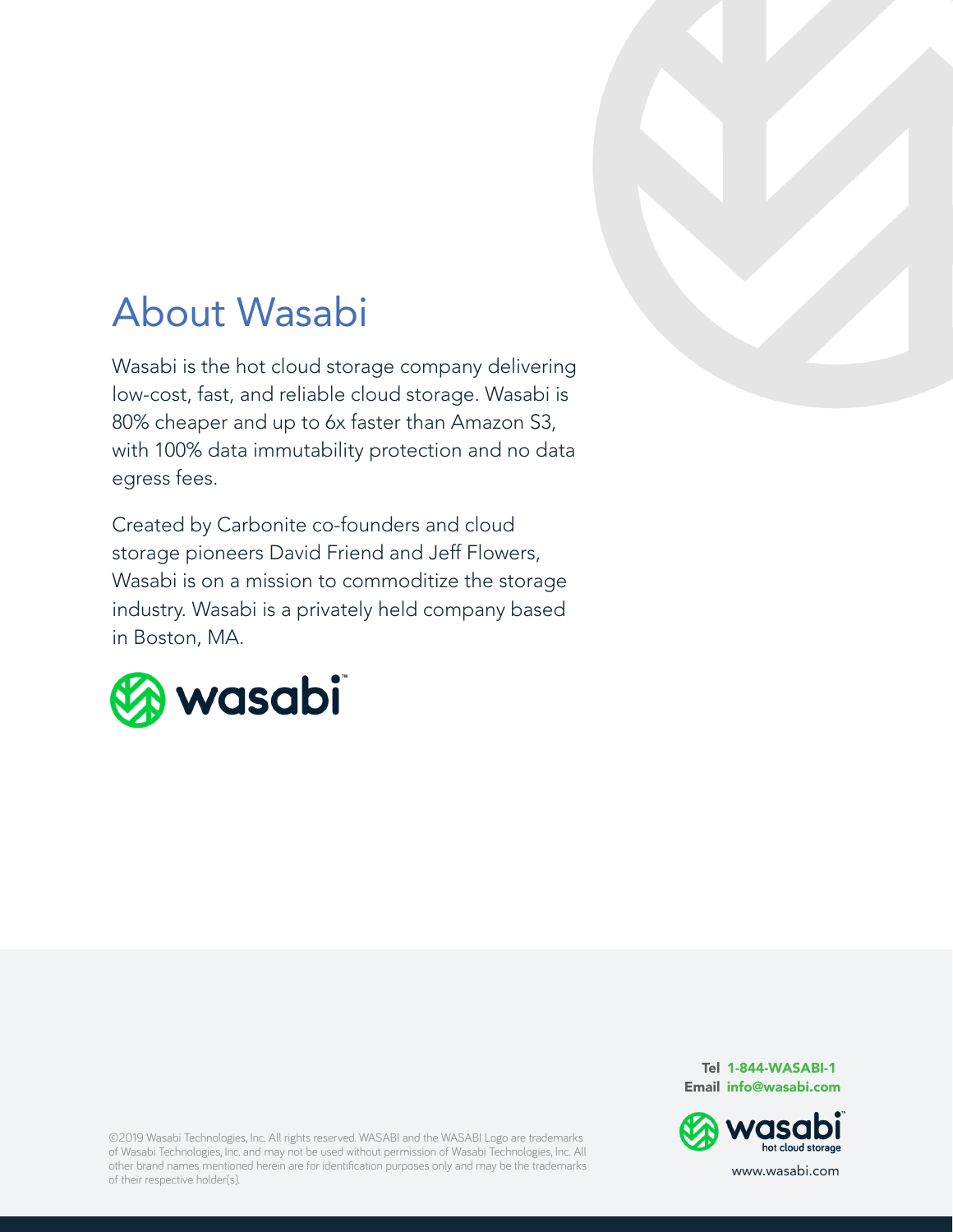## About Wasabi

Wasabi is the hot cloud storage company delivering low-cost, fast, and reliable cloud storage. Wasabi is 80% cheaper and up to 6x faster than Amazon S3, with 100% data immutability protection and no data egress fees.

Created by Carbonite co-founders and cloud storage pioneers David Friend and Jeff Flowers, Wasabi is on a mission to commoditize the storage industry. Wasabi is a privately held company based in Boston, MA.

wasabi™

**Tel** **1-844-WASABI-1**
**Email** **info@wasabi.com**

wasabi™
hot cloud storage

www.wasabi.com

©2019 Wasabi Technologies, Inc. All rights reserved. WASABI and the WASABI Logo are trademarks of Wasabi Technologies, Inc. and may not be used without permission of Wasabi Technologies, Inc. All other brand names mentioned herein are for identification purposes only and may be the trademarks of their respective holder(s).